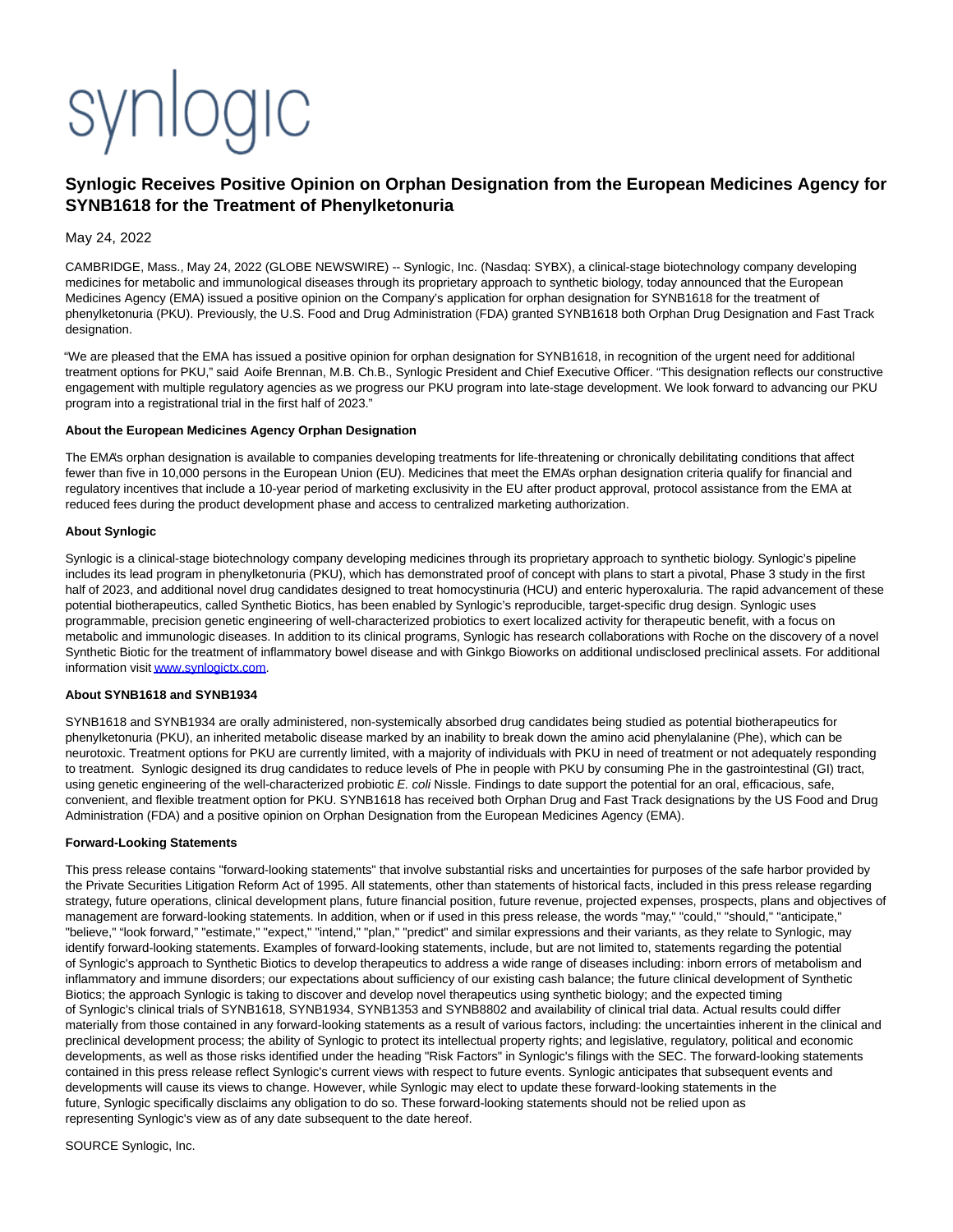synlogic

# Synlogic Receives Positive Opinion on Orphan Designation from the European Medicines Agency for SYNB1618 for the Treatment of Phenylketonuria

May 24, 2022

CAMBRIDGE, Mass., May 24, 2022 (GLOBE NEWSWIRE) -- Synlogic, Inc. (Nasdaq: SYBX), a clinical-stage biotechnology company developing medicines for metabolic and immunological diseases through its proprietary approach to synthetic biology, today announced that the European Medicines Agency (EMA) issued a positive opinion on the Company's application for orphan designation for SYNB1618 for the treatment of phenylketonuria (PKU). Previously, the U.S. Food and Drug Administration (FDA) granted SYNB1618 both Orphan Drug Designation and Fast Track designation.

"We are pleased that the EMA has issued a positive opinion for orphan designation for SYNB1618, in recognition of the urgent need for additional treatment options for PKU," said Aoife Brennan, M.B. Ch.B., Synlogic President and Chief Executive Officer. "This designation reflects our constructive engagement with multiple regulatory agencies as we progress our PKU program into late-stage development. We look forward to advancing our PKU program into a registrational trial in the first half of 2023."

**About the European Medicines Agency Orphan Designation**

The EMA's orphan designation is available to companies developing treatments for life-threatening or chronically debilitating conditions that affect fewer than five in 10,000 persons in the European Union (EU). Medicines that meet the EMA's orphan designation criteria qualify for financial and regulatory incentives that include a 10-year period of marketing exclusivity in the EU after product approval, protocol assistance from the EMA at reduced fees during the product development phase and access to centralized marketing authorization.

**About Synlogic**

Synlogic is a clinical-stage biotechnology company developing medicines through its proprietary approach to synthetic biology. Synlogic's pipeline includes its lead program in phenylketonuria (PKU), which has demonstrated proof of concept with plans to start a pivotal, Phase 3 study in the first half of 2023, and additional novel drug candidates designed to treat homocystinuria (HCU) and enteric hyperoxaluria. The rapid advancement of these potential biotherapeutics, called Synthetic Biotics, has been enabled by Synlogic's reproducible, target-specific drug design. Synlogic uses programmable, precision genetic engineering of well-characterized probiotics to exert localized activity for therapeutic benefit, with a focus on metabolic and immunologic diseases. In addition to its clinical programs, Synlogic has research collaborations with Roche on the discovery of a novel Synthetic Biotic for the treatment of inflammatory bowel disease and with Ginkgo Bioworks on additional undisclosed preclinical assets. For additional information visit www.synlogictx.com.

**About SYNB1618 and SYNB1934**

SYNB1618 and SYNB1934 are orally administered, non-systemically absorbed drug candidates being studied as potential biotherapeutics for phenylketonuria (PKU), an inherited metabolic disease marked by an inability to break down the amino acid phenylalanine (Phe), which can be neurotoxic. Treatment options for PKU are currently limited, with a majority of individuals with PKU in need of treatment or not adequately responding to treatment. Synlogic designed its drug candidates to reduce levels of Phe in people with PKU by consuming Phe in the gastrointestinal (GI) tract, using genetic engineering of the well-characterized probiotic *E. coli* Nissle. Findings to date support the potential for an oral, efficacious, safe, convenient, and flexible treatment option for PKU. SYNB1618 has received both Orphan Drug and Fast Track designations by the US Food and Drug Administration (FDA) and a positive opinion on Orphan Designation from the European Medicines Agency (EMA).

**Forward-Looking Statements**

This press release contains "forward-looking statements" that involve substantial risks and uncertainties for purposes of the safe harbor provided by the Private Securities Litigation Reform Act of 1995. All statements, other than statements of historical facts, included in this press release regarding strategy, future operations, clinical development plans, future financial position, future revenue, projected expenses, prospects, plans and objectives of management are forward-looking statements. In addition, when or if used in this press release, the words "may," "could," "should," "anticipate," "believe," "look forward," "estimate," "expect," "intend," "plan," "predict" and similar expressions and their variants, as they relate to Synlogic, may identify forward-looking statements. Examples of forward-looking statements, include, but are not limited to, statements regarding the potential of Synlogic's approach to Synthetic Biotics to develop therapeutics to address a wide range of diseases including: inborn errors of metabolism and inflammatory and immune disorders; our expectations about sufficiency of our existing cash balance; the future clinical development of Synthetic Biotics; the approach Synlogic is taking to discover and develop novel therapeutics using synthetic biology; and the expected timing of Synlogic's clinical trials of SYNB1618, SYNB1934, SYNB1353 and SYNB8802 and availability of clinical trial data. Actual results could differ materially from those contained in any forward-looking statements as a result of various factors, including: the uncertainties inherent in the clinical and preclinical development process; the ability of Synlogic to protect its intellectual property rights; and legislative, regulatory, political and economic developments, as well as those risks identified under the heading "Risk Factors" in Synlogic's filings with the SEC. The forward-looking statements contained in this press release reflect Synlogic's current views with respect to future events. Synlogic anticipates that subsequent events and developments will cause its views to change. However, while Synlogic may elect to update these forward-looking statements in the future, Synlogic specifically disclaims any obligation to do so. These forward-looking statements should not be relied upon as representing Synlogic's view as of any date subsequent to the date hereof.

SOURCE Synlogic, Inc.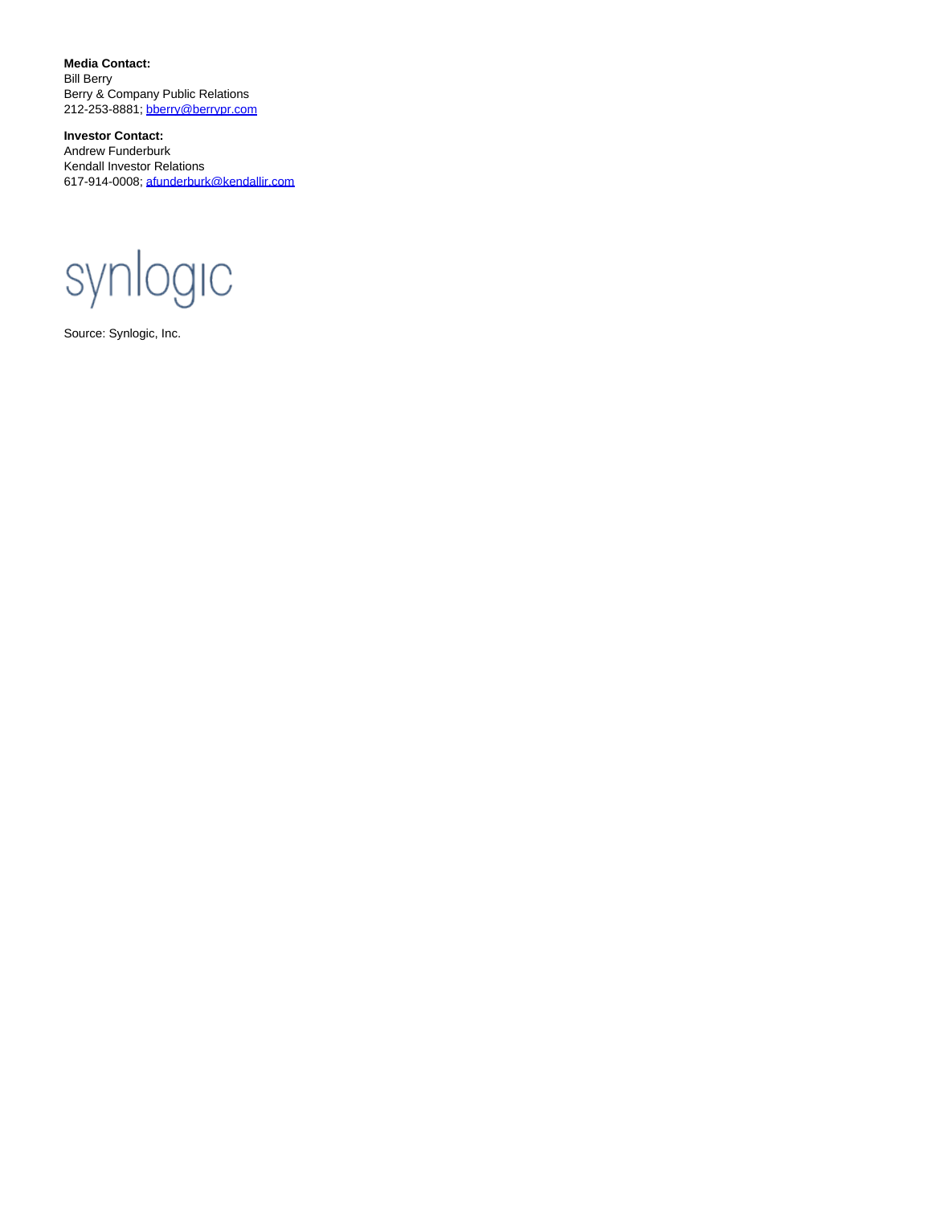**Media Contact:**
Bill Berry
Berry & Company Public Relations
212-253-8881; bberry@berrypr.com

**Investor Contact:**
Andrew Funderburk
Kendall Investor Relations
617-914-0008; afunderburk@kendallir.com

synlogic

Source: Synlogic, Inc.